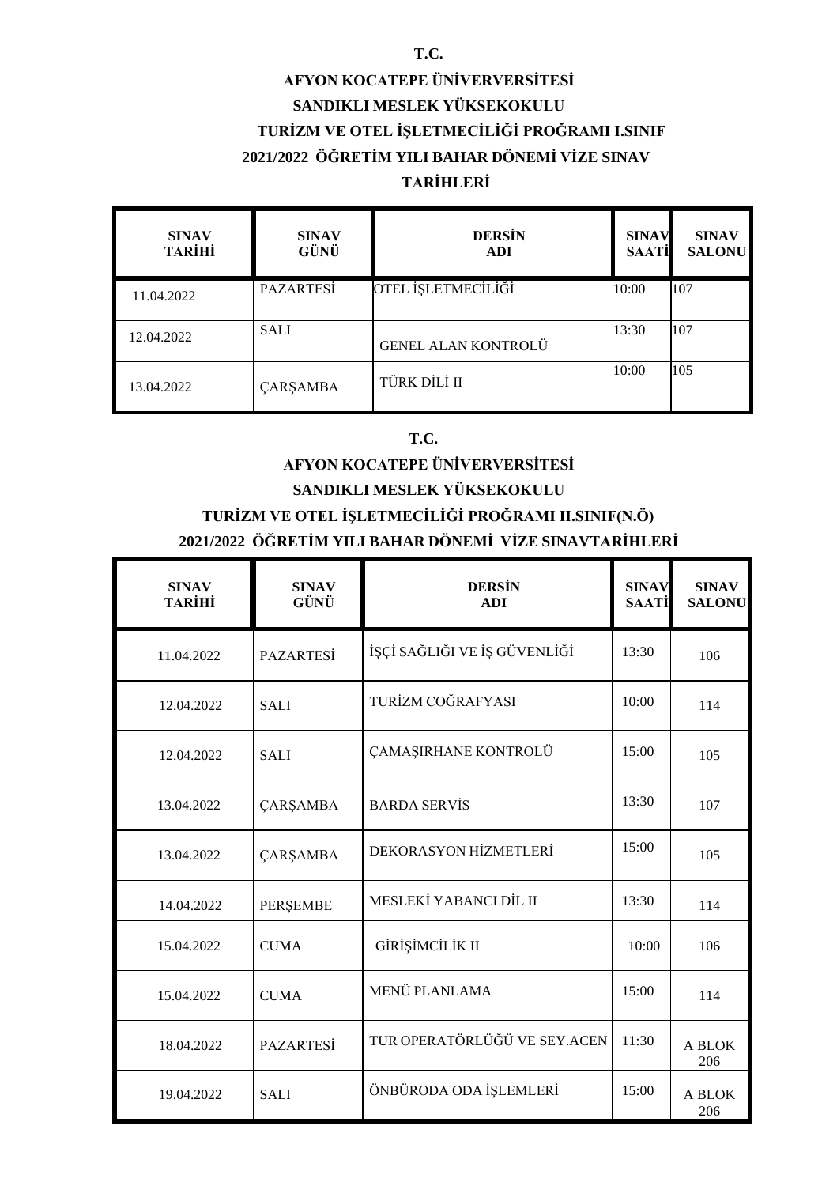**T.C.**

**AFYON KOCATEPE ÜNİVERVERSİTESİ**

**SANDIKLI MESLEK YÜKSEKOKULU**

**TURİZM VE OTEL İŞLETMECİLİĞİ PROĞRAMI I.SINIF**

**2021/2022 ÖĞRETİM YILI BAHAR DÖNEMİ VİZE SINAV TARİHLERİ**

| SINAV TARİHİ | SINAV GÜNÜ | DERSİN ADI | SINAV SAATİ | SINAV SALONU |
|---|---|---|---|---|
| 11.04.2022 | PAZARTESİ | OTEL İŞLETMECİLİĞİ | 10:00 | 107 |
| 12.04.2022 | SALI | GENEL ALAN KONTROLÜ | 13:30 | 107 |
| 13.04.2022 | ÇARŞAMBA | TÜRK DİLİ II | 10:00 | 105 |

**T.C.**

**AFYON KOCATEPE ÜNİVERVERSİTESİ**

**SANDIKLI MESLEK YÜKSEKOKULU**

**TURİZM VE OTEL İŞLETMECİLİĞİ PROĞRAMI II.SINIF(N.Ö)**

**2021/2022 ÖĞRETİM YILI BAHAR DÖNEMİ VİZE SINAVTARİHLERİ**

| SINAV TARİHİ | SINAV GÜNÜ | DERSİN ADI | SINAV SAATİ | SINAV SALONU |
|---|---|---|---|---|
| 11.04.2022 | PAZARTESİ | İŞÇİ SAĞLIĞI VE İŞ GÜVENLİĞİ | 13:30 | 106 |
| 12.04.2022 | SALI | TURİZM COĞRAFYASI | 10:00 | 114 |
| 12.04.2022 | SALI | ÇAMAŞIRHANE KONTROLÜ | 15:00 | 105 |
| 13.04.2022 | ÇARŞAMBA | BARDA SERVİS | 13:30 | 107 |
| 13.04.2022 | ÇARŞAMBA | DEKORASYON HİZMETLERİ | 15:00 | 105 |
| 14.04.2022 | PERŞEMBE | MESLEKİ YABANCI DİL II | 13:30 | 114 |
| 15.04.2022 | CUMA | GİRİŞİMCİLİK II | 10:00 | 106 |
| 15.04.2022 | CUMA | MENÜ PLANLAMA | 15:00 | 114 |
| 18.04.2022 | PAZARTESİ | TUR OPERATÖRLÜĞÜ VE SEY.ACEN | 11:30 | A BLOK 206 |
| 19.04.2022 | SALI | ÖNBÜRODA ODA İŞLEMLERİ | 15:00 | A BLOK 206 |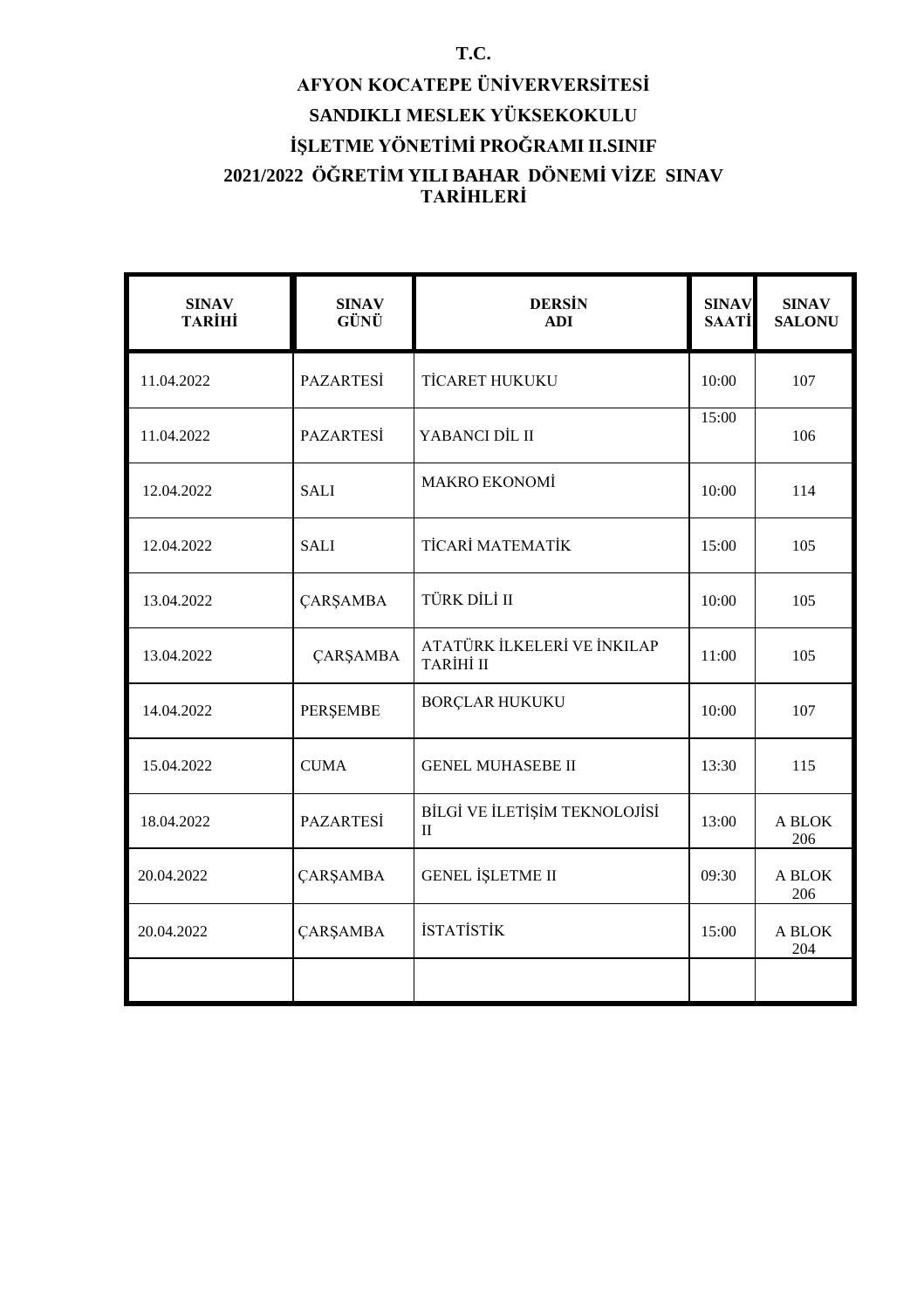**T.C.**

**AFYON KOCATEPE ÜNİVERVERSİTESİ**

**SANDIKLI MESLEK YÜKSEKOKULU**

**İŞLETME YÖNETİMİ PROĞRAMI II.SINIF**

**2021/2022 ÖĞRETİM YILI BAHAR DÖNEMİ VİZE SINAV TARİHLERİ**

| SINAV TARİHİ | SINAV GÜNÜ | DERSİN ADI | SINAV SAATİ | SINAV SALONU |
|---|---|---|---|---|
| 11.04.2022 | PAZARTESİ | TİCARET HUKUKU | 10:00 | 107 |
| 11.04.2022 | PAZARTESİ | YABANCI DİL II | 15:00 | 106 |
| 12.04.2022 | SALI | MAKRO EKONOMİ | 10:00 | 114 |
| 12.04.2022 | SALI | TİCARİ MATEMATİK | 15:00 | 105 |
| 13.04.2022 | ÇARŞAMBA | TÜRK DİLİ II | 10:00 | 105 |
| 13.04.2022 | ÇARŞAMBA | ATATÜRK İLKELERİ VE İNKILAP TARİHİ II | 11:00 | 105 |
| 14.04.2022 | PERŞEMBE | BORÇLAR HUKUKU | 10:00 | 107 |
| 15.04.2022 | CUMA | GENEL MUHASEBE II | 13:30 | 115 |
| 18.04.2022 | PAZARTESİ | BİLGİ VE İLETİŞİM TEKNOLOJİSİ II | 13:00 | A BLOK 206 |
| 20.04.2022 | ÇARŞAMBA | GENEL İŞLETME II | 09:30 | A BLOK 206 |
| 20.04.2022 | ÇARŞAMBA | İSTATİSTİK | 15:00 | A BLOK 204 |
| | | | | |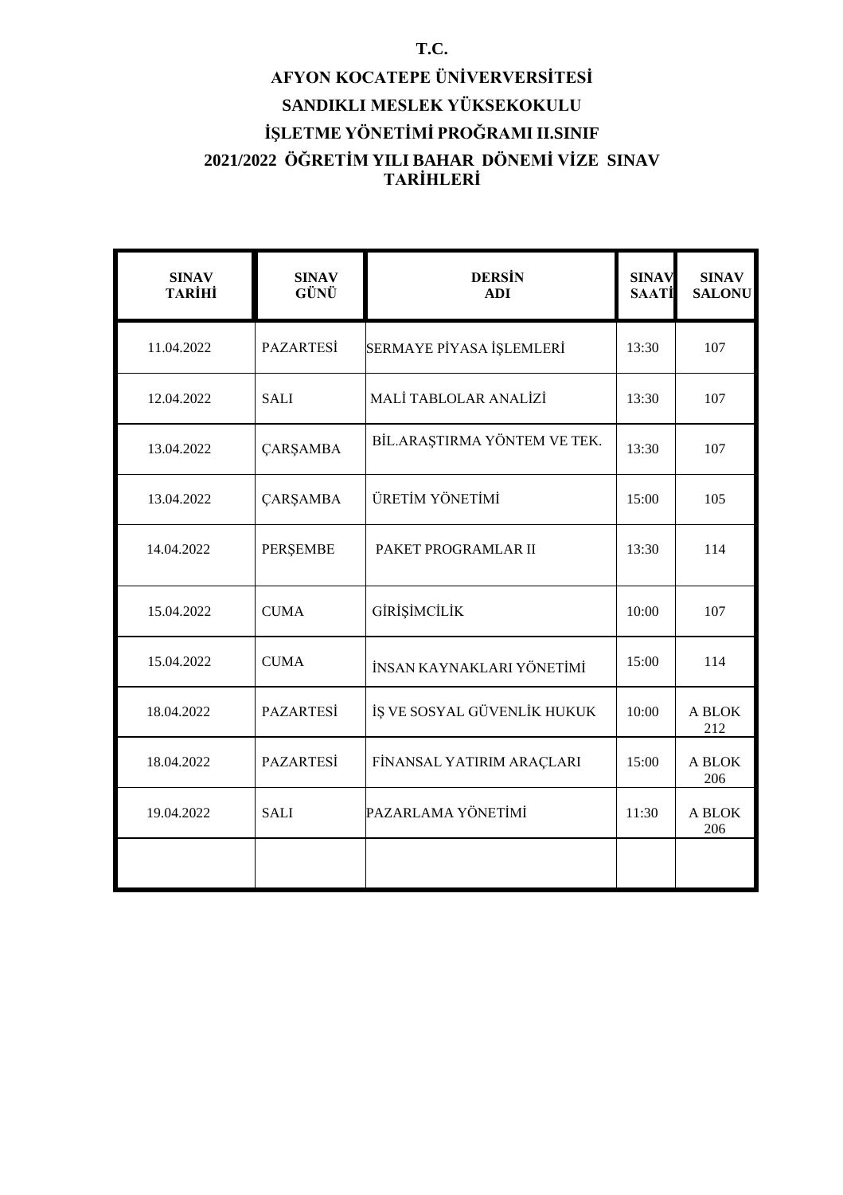**T.C.**

**AFYON KOCATEPE ÜNİVERVERSİTESİ**

**SANDIKLI MESLEK YÜKSEKOKULU**

**İŞLETME YÖNETİMİ PROĞRAMI II.SINIF**

**2021/2022 ÖĞRETİM YILI BAHAR DÖNEMİ VİZE SINAV TARİHLERİ**

| SINAV TARİHİ | SINAV GÜNÜ | DERSİN ADI | SINAV SAATİ | SINAV SALONU |
|---|---|---|---|---|
| 11.04.2022 | PAZARTESİ | SERMAYE PİYASA İŞLEMLERİ | 13:30 | 107 |
| 12.04.2022 | SALI | MALİ TABLOLAR ANALİZİ | 13:30 | 107 |
| 13.04.2022 | ÇARŞAMBA | BİL.ARAŞTIRMA YÖNTEM VE TEK. | 13:30 | 107 |
| 13.04.2022 | ÇARŞAMBA | ÜRETİM YÖNETİMİ | 15:00 | 105 |
| 14.04.2022 | PERŞEMBE | PAKET PROGRAMLAR II | 13:30 | 114 |
| 15.04.2022 | CUMA | GİRİŞİMCİLİK | 10:00 | 107 |
| 15.04.2022 | CUMA | İNSAN KAYNAKLARI YÖNETİMİ | 15:00 | 114 |
| 18.04.2022 | PAZARTESİ | İŞ VE SOSYAL GÜVENLİK HUKUK | 10:00 | A BLOK 212 |
| 18.04.2022 | PAZARTESİ | FİNANSAL YATIRIM ARAÇLARI | 15:00 | A BLOK 206 |
| 19.04.2022 | SALI | PAZARLAMA YÖNETİMİ | 11:30 | A BLOK 206 |
| | | | | |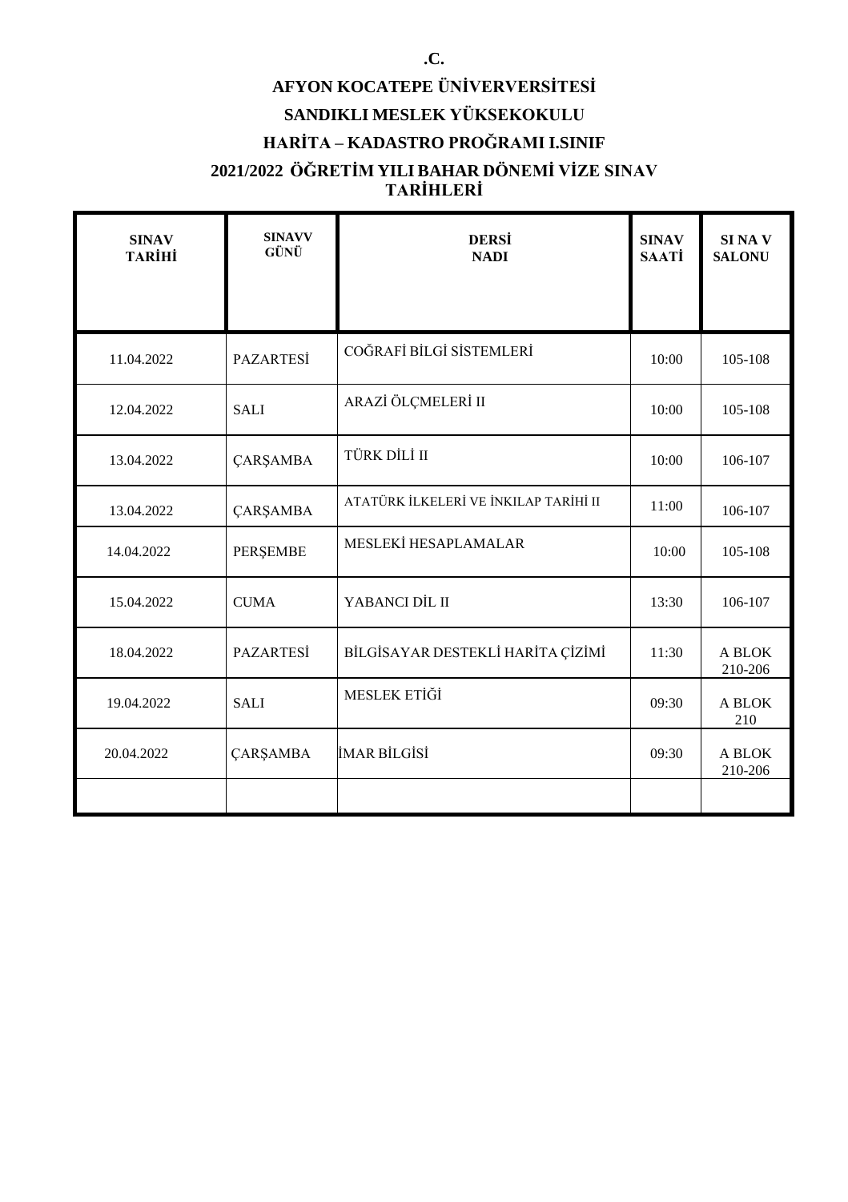**.C.**

**AFYON KOCATEPE ÜNİVERVERSİTESİ**

**SANDIKLI MESLEK YÜKSEKOKULU**

**HARİTA – KADASTRO PROĞRAMI I.SINIF**

**2021/2022 ÖĞRETİM YILI BAHAR DÖNEMİ VİZE SINAV TARİHLERİ**

| SINAV TARİHİ | SINAVV GÜNÜ | DERSİ NADI | SINAV SAATİ | SI NA V SALONU |
|---|---|---|---|---|
| 11.04.2022 | PAZARTESİ | COĞRAFİ BİLGİ SİSTEMLERİ | 10:00 | 105-108 |
| 12.04.2022 | SALI | ARAZİ ÖLÇMELERİ II | 10:00 | 105-108 |
| 13.04.2022 | ÇARŞAMBA | TÜRK DİLİ II | 10:00 | 106-107 |
| 13.04.2022 | ÇARŞAMBA | ATATÜRK İLKELERİ VE İNKILAP TARİHİ II | 11:00 | 106-107 |
| 14.04.2022 | PERŞEMBE | MESLEKİ HESAPLAMALAR | 10:00 | 105-108 |
| 15.04.2022 | CUMA | YABANCI DİL II | 13:30 | 106-107 |
| 18.04.2022 | PAZARTESİ | BİLGİSAYAR DESTEKLİ HARİTA ÇİZİMİ | 11:30 | A BLOK 210-206 |
| 19.04.2022 | SALI | MESLEK ETİĞİ | 09:30 | A BLOK 210 |
| 20.04.2022 | ÇARŞAMBA | İMAR BİLGİSİ | 09:30 | A BLOK 210-206 |
| | | | | |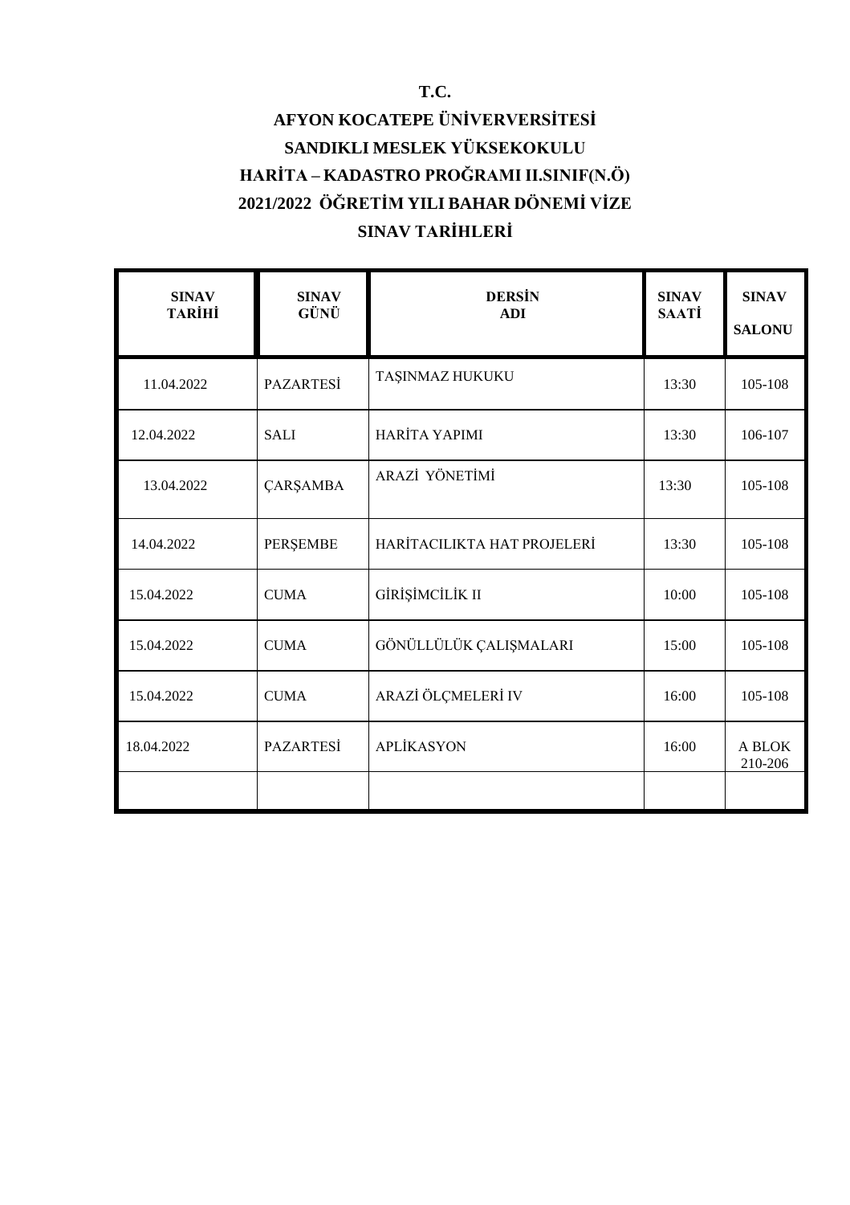**T.C.**

**AFYON KOCATEPE ÜNİVERVERSİTESİ**

**SANDIKLI MESLEK YÜKSEKOKULU**

**HARİTA – KADASTRO PROĞRAMI II.SINIF(N.Ö)**

**2021/2022 ÖĞRETİM YILI BAHAR DÖNEMİ VİZE**

**SINAV TARİHLERİ**

| SINAV TARİHİ | SINAV GÜNÜ | DERSİN ADI | SINAV SAATİ | SINAV SALONU |
|---|---|---|---|---|
| 11.04.2022 | PAZARTESİ | TAŞINMAZ HUKUKU | 13:30 | 105-108 |
| 12.04.2022 | SALI | HARİTA YAPIMI | 13:30 | 106-107 |
| 13.04.2022 | ÇARŞAMBA | ARAZİ YÖNETİMİ | 13:30 | 105-108 |
| 14.04.2022 | PERŞEMBE | HARİTACILIKTA HAT PROJELERİ | 13:30 | 105-108 |
| 15.04.2022 | CUMA | GİRİŞİMCİLİK II | 10:00 | 105-108 |
| 15.04.2022 | CUMA | GÖNÜLLÜLÜK ÇALIŞMALARI | 15:00 | 105-108 |
| 15.04.2022 | CUMA | ARAZİ ÖLÇMELERİ IV | 16:00 | 105-108 |
| 18.04.2022 | PAZARTESİ | APLİKASYON | 16:00 | A BLOK 210-206 |
| | | | | |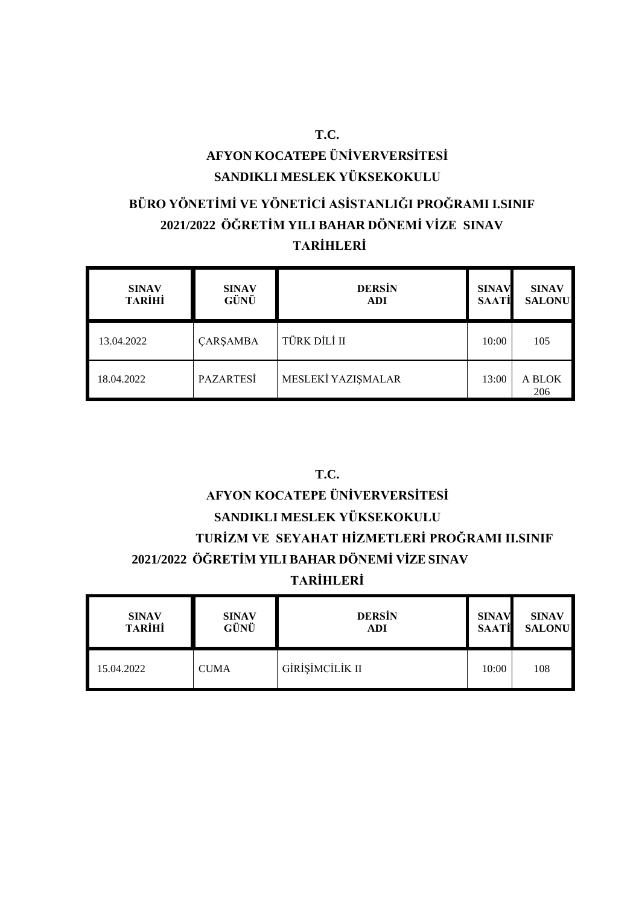**T.C.**

**AFYON KOCATEPE ÜNİVERVERSİTESİ**

**SANDIKLI MESLEK YÜKSEKOKULU**

**BÜRO YÖNETİMİ VE YÖNETİCİ ASİSTANLIĞI PROĞRAMI I.SINIF**

**2021/2022 ÖĞRETİM YILI BAHAR DÖNEMİ VİZE SINAV**

**TARİHLERİ**

| SINAV TARİHİ | SINAV GÜNÜ | DERSİN ADI | SINAV SAATİ | SINAV SALONU |
|---|---|---|---|---|
| 13.04.2022 | ÇARŞAMBA | TÜRK DİLİ II | 10:00 | 105 |
| 18.04.2022 | PAZARTESİ | MESLEKİ YAZIŞMALAR | 13:00 | A BLOK 206 |

**T.C.**

**AFYON KOCATEPE ÜNİVERVERSİTESİ**

**SANDIKLI MESLEK YÜKSEKOKULU**

**TURİZM VE SEYAHAT HİZMETLERİ PROĞRAMI II.SINIF**

**2021/2022 ÖĞRETİM YILI BAHAR DÖNEMİ VİZE SINAV**

**TARİHLERİ**

| SINAV TARİHİ | SINAV GÜNÜ | DERSİN ADI | SINAV SAATİ | SINAV SALONU |
|---|---|---|---|---|
| 15.04.2022 | CUMA | GİRİŞİMCİLİK II | 10:00 | 108 |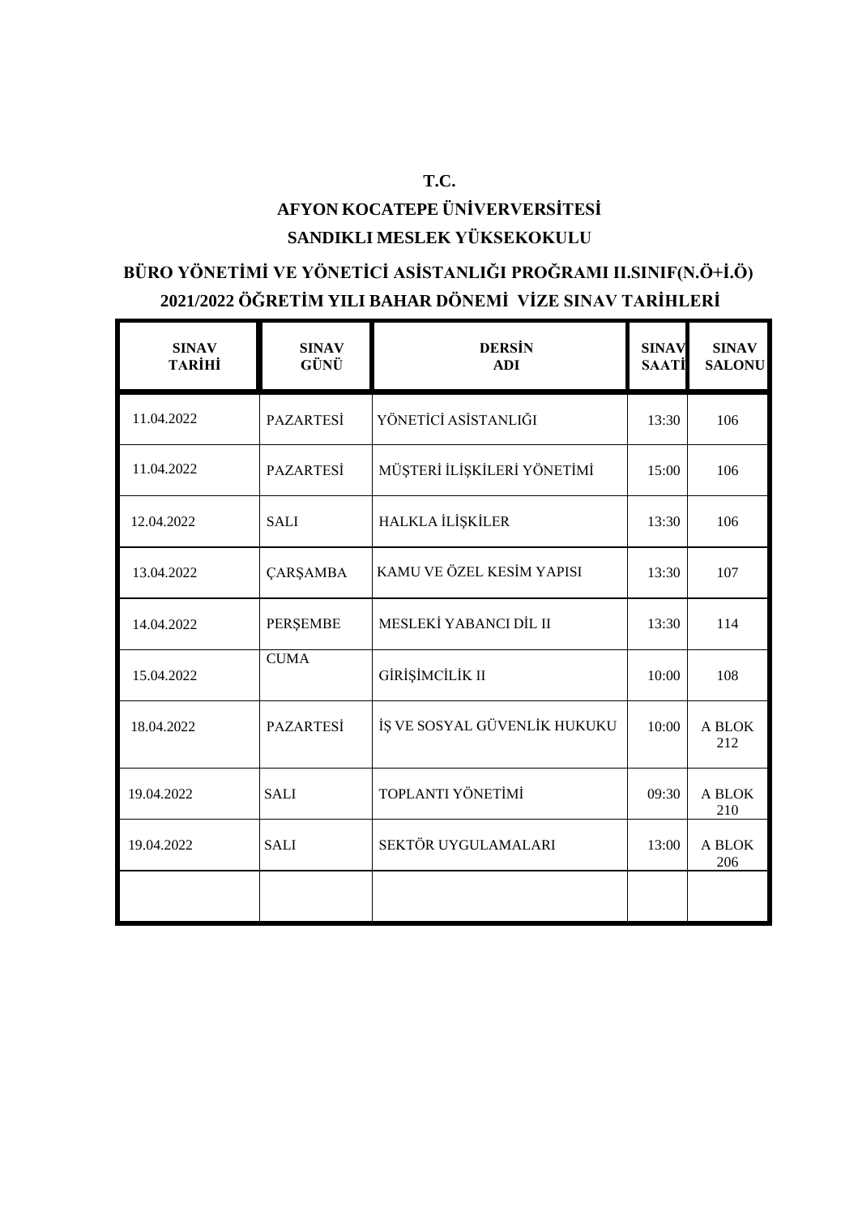**T.C.**

**AFYON KOCATEPE ÜNİVERVERSİTESİ**

**SANDIKLI MESLEK YÜKSEKOKULU**

**BÜRO YÖNETİMİ VE YÖNETİCİ ASİSTANLIĞI PROĞRAMI II.SINIF(N.Ö+İ.Ö)**

**2021/2022 ÖĞRETİM YILI BAHAR DÖNEMİ VİZE SINAV TARİHLERİ**

| SINAV TARİHİ | SINAV GÜNÜ | DERSİN ADI | SINAV SAATİ | SINAV SALONU |
|---|---|---|---|---|
| 11.04.2022 | PAZARTESİ | YÖNETİCİ ASİSTANLIĞI | 13:30 | 106 |
| 11.04.2022 | PAZARTESİ | MÜŞTERİ İLİŞKİLERİ YÖNETİMİ | 15:00 | 106 |
| 12.04.2022 | SALI | HALKLA İLİŞKİLER | 13:30 | 106 |
| 13.04.2022 | ÇARŞAMBA | KAMU VE ÖZEL KESİM YAPISI | 13:30 | 107 |
| 14.04.2022 | PERŞEMBE | MESLEKİ YABANCI DİL II | 13:30 | 114 |
| 15.04.2022 | CUMA | GİRİŞİMCİLİK II | 10:00 | 108 |
| 18.04.2022 | PAZARTESİ | İŞ VE SOSYAL GÜVENLİK HUKUKU | 10:00 | A BLOK 212 |
| 19.04.2022 | SALI | TOPLANTI YÖNETİMİ | 09:30 | A BLOK 210 |
| 19.04.2022 | SALI | SEKTÖR UYGULAMALARI | 13:00 | A BLOK 206 |
| | | | | |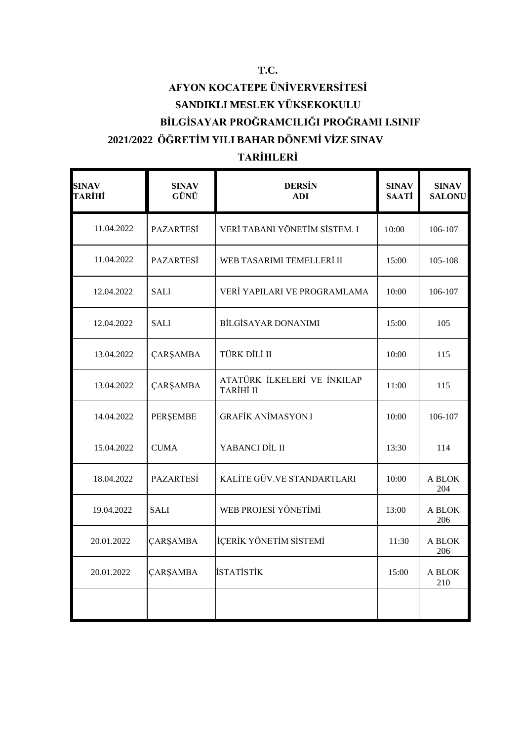**T.C.**

**AFYON KOCATEPE ÜNİVERVERSİTESİ**

**SANDIKLI MESLEK YÜKSEKOKULU**

**BİLGİSAYAR PROĞRAMCILIĞI PROĞRAMI I.SINIF**

**2021/2022 ÖĞRETİM YILI BAHAR DÖNEMİ VİZE SINAV TARİHLERİ**

| SINAV TARİHİ | SINAV GÜNÜ | DERSİN ADI | SINAV SAATİ | SINAV SALONU |
|---|---|---|---|---|
| 11.04.2022 | PAZARTESİ | VERİ TABANI YÖNETİM SİSTEM. I | 10:00 | 106-107 |
| 11.04.2022 | PAZARTESİ | WEB TASARIMI TEMELLERİ II | 15:00 | 105-108 |
| 12.04.2022 | SALI | VERİ YAPILARI VE PROGRAMLAMA | 10:00 | 106-107 |
| 12.04.2022 | SALI | BİLGİSAYAR DONANIMI | 15:00 | 105 |
| 13.04.2022 | ÇARŞAMBA | TÜRK DİLİ II | 10:00 | 115 |
| 13.04.2022 | ÇARŞAMBA | ATATÜRK İLKELERİ VE İNKILAP TARİHİ II | 11:00 | 115 |
| 14.04.2022 | PERŞEMBE | GRAFİK ANİMASYON I | 10:00 | 106-107 |
| 15.04.2022 | CUMA | YABANCI DİL II | 13:30 | 114 |
| 18.04.2022 | PAZARTESİ | KALİTE GÜV.VE STANDARTLARI | 10:00 | A BLOK 204 |
| 19.04.2022 | SALI | WEB PROJESİ YÖNETİMİ | 13:00 | A BLOK 206 |
| 20.01.2022 | ÇARŞAMBA | İÇERİK YÖNETİM SİSTEMİ | 11:30 | A BLOK 206 |
| 20.01.2022 | ÇARŞAMBA | İSTATİSTİK | 15:00 | A BLOK 210 |
| | | | | |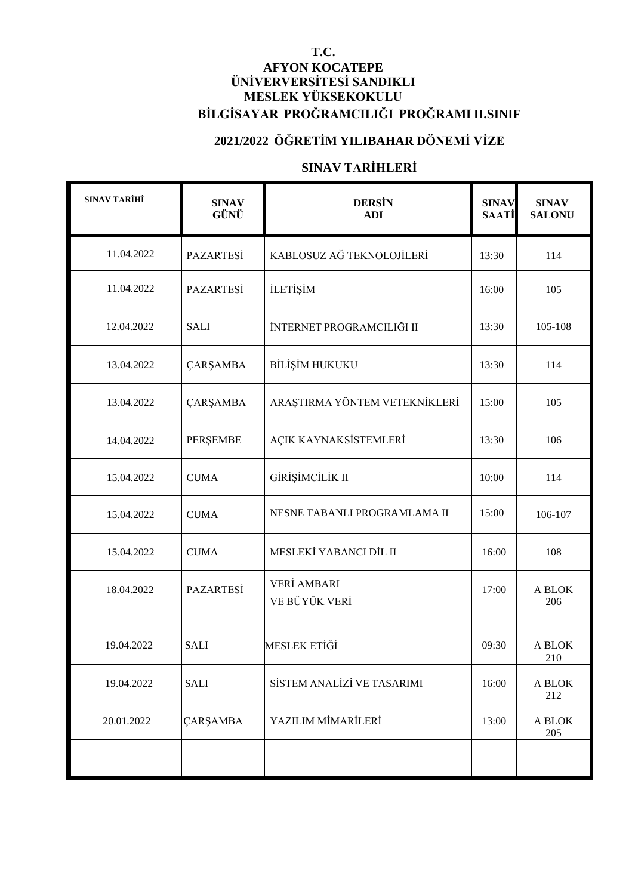**T.C.**
**AFYON KOCATEPE**
**ÜNİVERVERSİTESİ SANDIKLI**
**MESLEK YÜKSEKOKULU**
**BİLGİSAYAR PROĞRAMCILIĞI PROĞRAMI II.SINIF**

**2021/2022 ÖĞRETİM YILIBAHAR DÖNEMİ VİZE**

**SINAV TARİHLERİ**

| SINAV TARİHİ | SINAV GÜNÜ | DERSİN ADI | SINAV SAATİ | SINAV SALONU |
|---|---|---|---|---|
| 11.04.2022 | PAZARTESİ | KABLOSUZ AĞ TEKNOLOJİLERİ | 13:30 | 114 |
| 11.04.2022 | PAZARTESİ | İLETİŞİM | 16:00 | 105 |
| 12.04.2022 | SALI | İNTERNET PROGRAMCILIĞI II | 13:30 | 105-108 |
| 13.04.2022 | ÇARŞAMBA | BİLİŞİM HUKUKU | 13:30 | 114 |
| 13.04.2022 | ÇARŞAMBA | ARAŞTIRMA YÖNTEM VETEKNİKLERİ | 15:00 | 105 |
| 14.04.2022 | PERŞEMBE | AÇIK KAYNAKSİSTEMLERİ | 13:30 | 106 |
| 15.04.2022 | CUMA | GİRİŞİMCİLİK II | 10:00 | 114 |
| 15.04.2022 | CUMA | NESNE TABANLI PROGRAMLAMA II | 15:00 | 106-107 |
| 15.04.2022 | CUMA | MESLEKİ YABANCI DİL II | 16:00 | 108 |
| 18.04.2022 | PAZARTESİ | VERİ AMBARI VE BÜYÜK VERİ | 17:00 | A BLOK 206 |
| 19.04.2022 | SALI | MESLEK ETİĞİ | 09:30 | A BLOK 210 |
| 19.04.2022 | SALI | SİSTEM ANALİZİ VE TASARIMI | 16:00 | A BLOK 212 |
| 20.01.2022 | ÇARŞAMBA | YAZILIM MİMARİLERİ | 13:00 | A BLOK 205 |
| | | | | |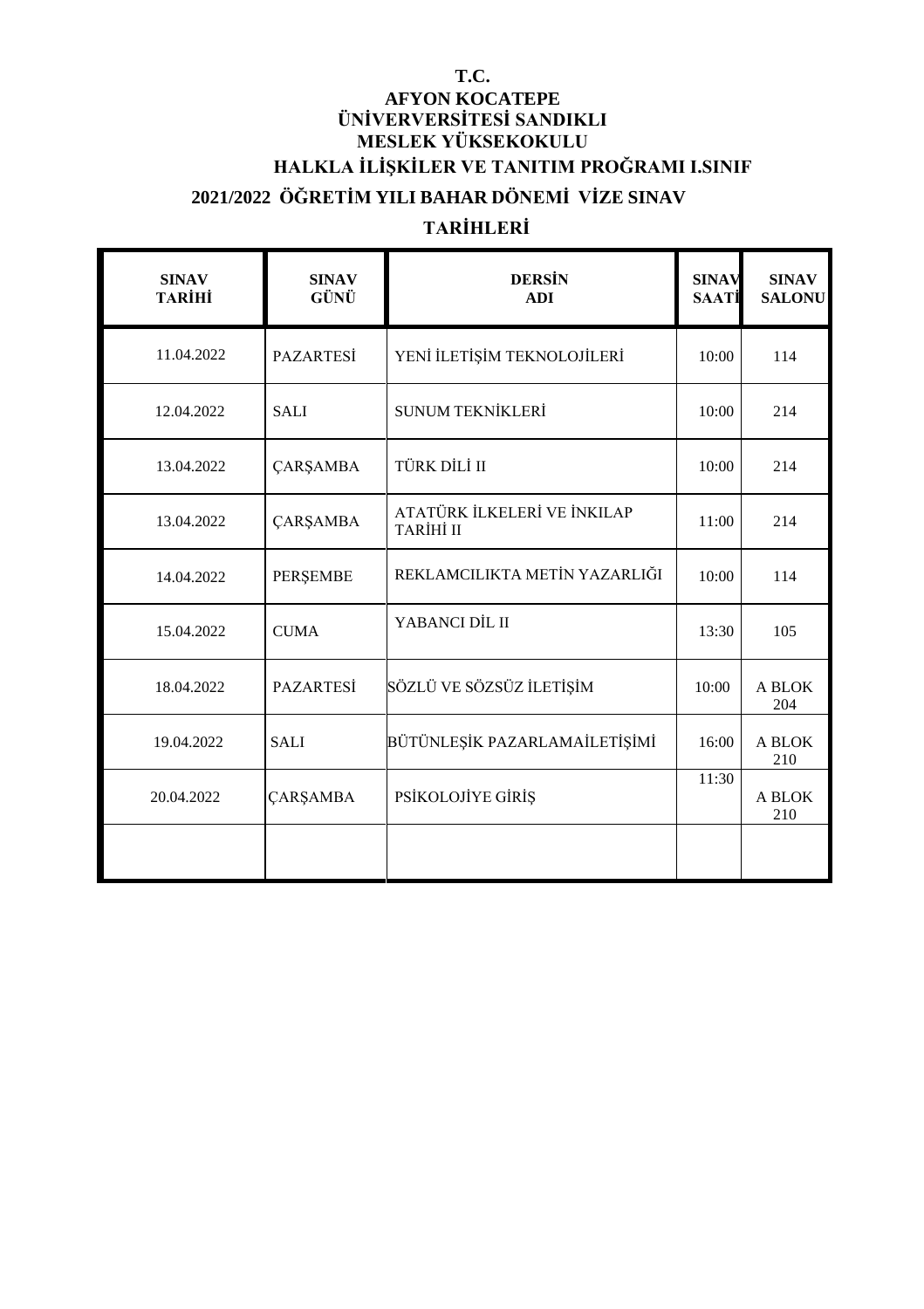**T.C.**
**AFYON KOCATEPE**
**ÜNİVERVERSİTESİ SANDIKLI**
**MESLEK YÜKSEKOKULU**
**HALKLA İLİŞKİLER VE TANITIM PROĞRAMI I.SINIF**

**2021/2022 ÖĞRETİM YILI BAHAR DÖNEMİ VİZE SINAV TARİHLERİ**

| SINAV TARİHİ | SINAV GÜNÜ | DERSİN ADI | SINAV SAATİ | SINAV SALONU |
|---|---|---|---|---|
| 11.04.2022 | PAZARTESİ | YENİ İLETİŞİM TEKNOLOJİLERİ | 10:00 | 114 |
| 12.04.2022 | SALI | SUNUM TEKNİKLERİ | 10:00 | 214 |
| 13.04.2022 | ÇARŞAMBA | TÜRK DİLİ II | 10:00 | 214 |
| 13.04.2022 | ÇARŞAMBA | ATATÜRK İLKELERİ VE İNKILAP TARİHİ II | 11:00 | 214 |
| 14.04.2022 | PERŞEMBE | REKLAMCILIKTA METİN YAZARLIĞI | 10:00 | 114 |
| 15.04.2022 | CUMA | YABANCI DİL II | 13:30 | 105 |
| 18.04.2022 | PAZARTESİ | SÖZLÜ VE SÖZSÜZ İLETİŞİM | 10:00 | A BLOK 204 |
| 19.04.2022 | SALI | BÜTÜNLEŞİK PAZARLAMAİLETİŞİMİ | 16:00 | A BLOK 210 |
| 20.04.2022 | ÇARŞAMBA | PSİKOLOJİYE GİRİŞ | 11:30 | A BLOK 210 |
| | | | | |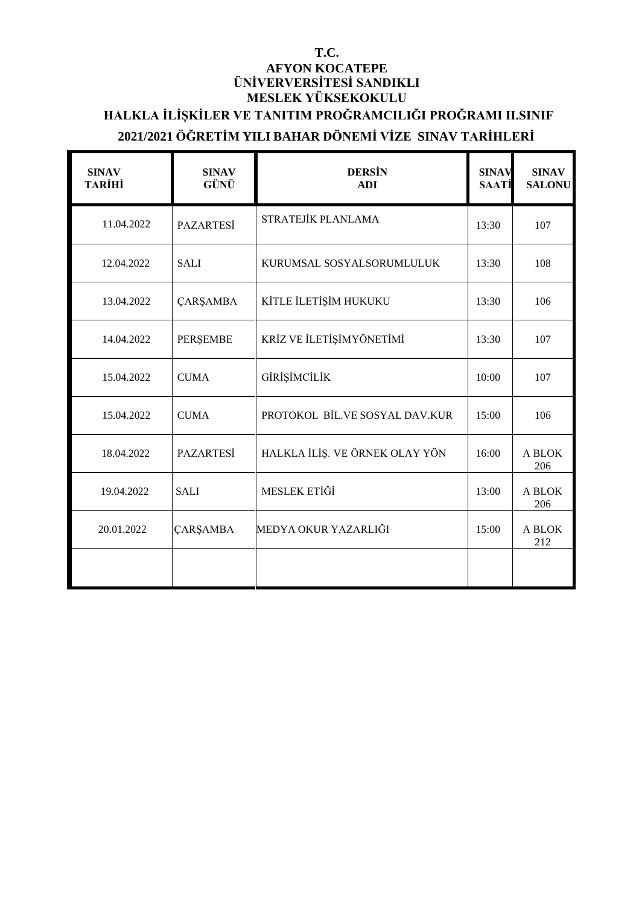**T.C.**
**AFYON KOCATEPE**
**ÜNİVERVERSİTESİ SANDIKLI**
**MESLEK YÜKSEKOKULU**

**HALKLA İLİŞKİLER VE TANITIM PROĞRAMCILIĞI PROĞRAMI II.SINIF**

**2021/2021 ÖĞRETİM YILI BAHAR DÖNEMİ VİZE SINAV TARİHLERİ**

| SINAV TARİHİ | SINAV GÜNÜ | DERSİN ADI | SINAV SAATİ | SINAV SALONU |
|---|---|---|---|---|
| 11.04.2022 | PAZARTESİ | STRATEJİK PLANLAMA | 13:30 | 107 |
| 12.04.2022 | SALI | KURUMSAL SOSYALSORUMLULUK | 13:30 | 108 |
| 13.04.2022 | ÇARŞAMBA | KİTLE İLETİŞİM HUKUKU | 13:30 | 106 |
| 14.04.2022 | PERŞEMBE | KRİZ VE İLETİŞİMYÖNETİMİ | 13:30 | 107 |
| 15.04.2022 | CUMA | GİRİŞİMCİLİK | 10:00 | 107 |
| 15.04.2022 | CUMA | PROTOKOL BİL.VE SOSYAL DAV.KUR | 15:00 | 106 |
| 18.04.2022 | PAZARTESİ | HALKLA İLİŞ. VE ÖRNEK OLAY YÖN | 16:00 | A BLOK 206 |
| 19.04.2022 | SALI | MESLEK ETİĞİ | 13:00 | A BLOK 206 |
| 20.01.2022 | ÇARŞAMBA | MEDYA OKUR YAZARLIĞI | 15:00 | A BLOK 212 |
| | | | | |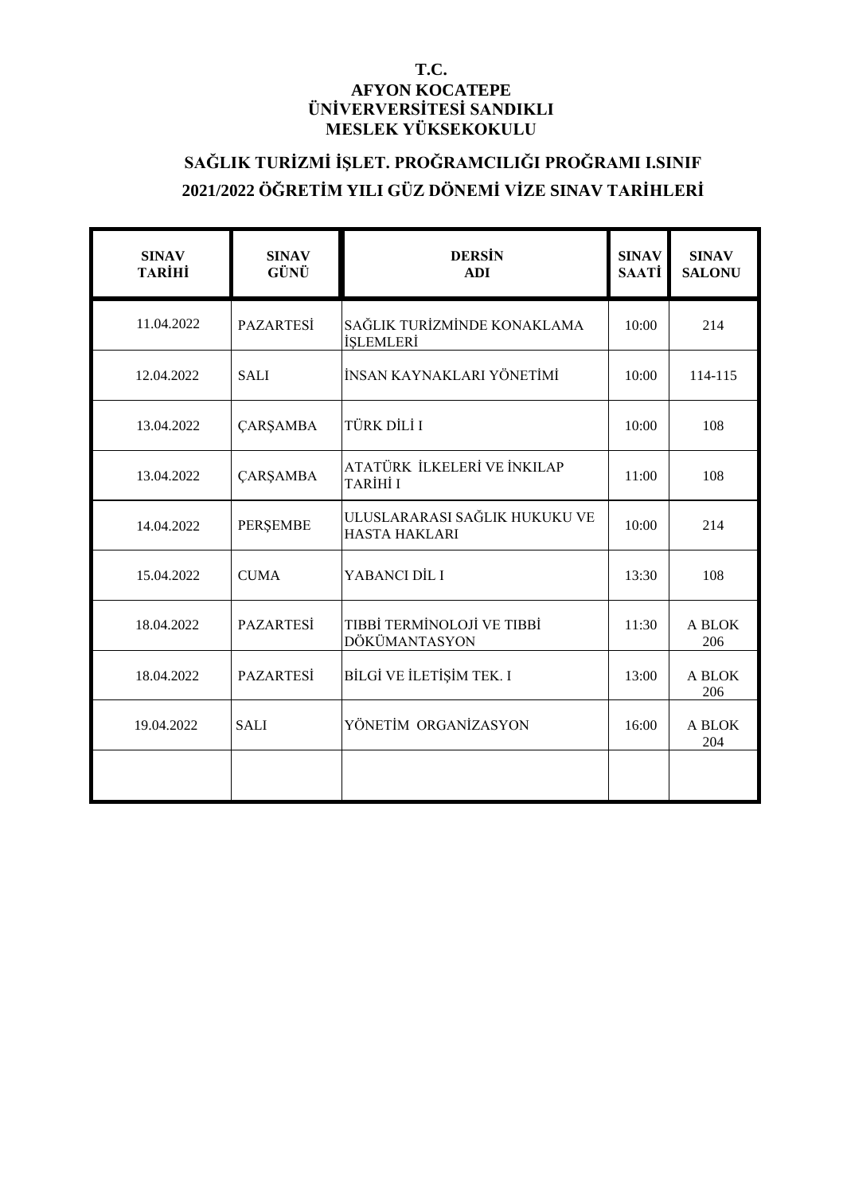**T.C.**
**AFYON KOCATEPE**
**ÜNİVERVERSİTESİ SANDIKLI**
**MESLEK YÜKSEKOKULU**

## SAĞLIK TURİZMİ İŞLET. PROĞRAMCILIĞI PROĞRAMI I.SINIF
## 2021/2022 ÖĞRETİM YILI GÜZ DÖNEMİ VİZE SINAV TARİHLERİ

| SINAV TARİHİ | SINAV GÜNÜ | DERSİN ADI | SINAV SAATİ | SINAV SALONU |
|---|---|---|---|---|
| 11.04.2022 | PAZARTESİ | SAĞLIK TURİZMİNDE KONAKLAMA İŞLEMLERİ | 10:00 | 214 |
| 12.04.2022 | SALI | İNSAN KAYNAKLARI YÖNETİMİ | 10:00 | 114-115 |
| 13.04.2022 | ÇARŞAMBA | TÜRK DİLİ I | 10:00 | 108 |
| 13.04.2022 | ÇARŞAMBA | ATATÜRK İLKELERİ VE İNKILAP TARİHİ I | 11:00 | 108 |
| 14.04.2022 | PERŞEMBE | ULUSLARARASI SAĞLIK HUKUKU VE HASTA HAKLARI | 10:00 | 214 |
| 15.04.2022 | CUMA | YABANCI DİL I | 13:30 | 108 |
| 18.04.2022 | PAZARTESİ | TIBBİ TERMİNOLOJİ VE TIBBİ DÖKÜMANTASYON | 11:30 | A BLOK 206 |
| 18.04.2022 | PAZARTESİ | BİLGİ VE İLETİŞİM TEK. I | 13:00 | A BLOK 206 |
| 19.04.2022 | SALI | YÖNETİM ORGANİZASYON | 16:00 | A BLOK 204 |
| | | | | |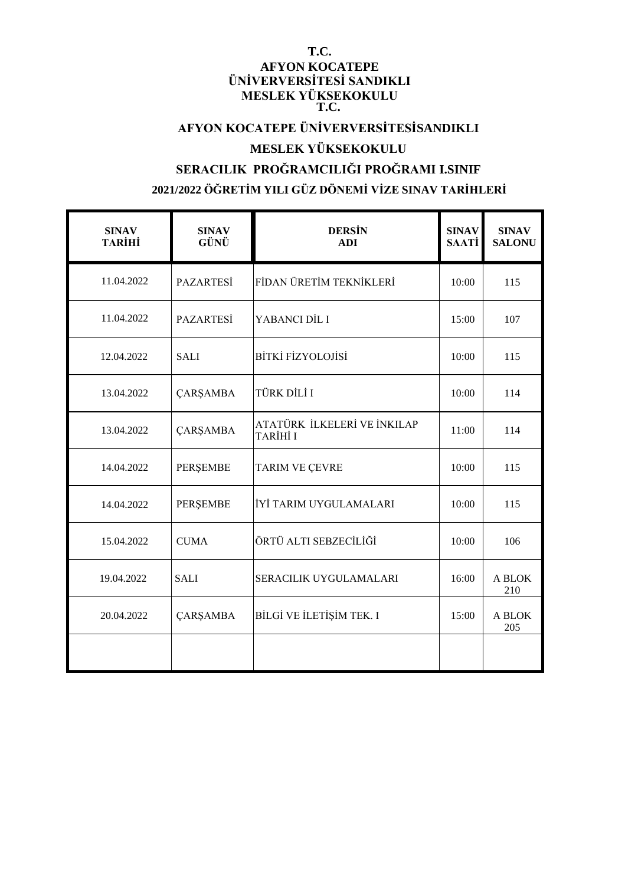**T.C.**
**AFYON KOCATEPE**
**ÜNİVERVERSİTESİ SANDIKLI**
**MESLEK YÜKSEKOKULU**
**T.C.**

## AFYON KOCATEPE ÜNİVERVERSİTESİSANDIKLI

## MESLEK YÜKSEKOKULU

## SERACILIK PROĞRAMCILIĞI PROĞRAMI I.SINIF

### 2021/2022 ÖĞRETİM YILI GÜZ DÖNEMİ VİZE SINAV TARİHLERİ

| SINAV TARİHİ | SINAV GÜNÜ | DERSİN ADI | SINAV SAATİ | SINAV SALONU |
|---|---|---|---|---|
| 11.04.2022 | PAZARTESİ | FİDAN ÜRETİM TEKNİKLERİ | 10:00 | 115 |
| 11.04.2022 | PAZARTESİ | YABANCI DİL I | 15:00 | 107 |
| 12.04.2022 | SALI | BİTKİ FİZYOLOJİSİ | 10:00 | 115 |
| 13.04.2022 | ÇARŞAMBA | TÜRK DİLİ I | 10:00 | 114 |
| 13.04.2022 | ÇARŞAMBA | ATATÜRK İLKELERİ VE İNKILAP TARİHİ I | 11:00 | 114 |
| 14.04.2022 | PERŞEMBE | TARIM VE ÇEVRE | 10:00 | 115 |
| 14.04.2022 | PERŞEMBE | İYİ TARIM UYGULAMALARI | 10:00 | 115 |
| 15.04.2022 | CUMA | ÖRTÜ ALTI SEBZECİLİĞİ | 10:00 | 106 |
| 19.04.2022 | SALI | SERACILIK UYGULAMALARI | 16:00 | A BLOK 210 |
| 20.04.2022 | ÇARŞAMBA | BİLGİ VE İLETİŞİM TEK. I | 15:00 | A BLOK 205 |
| | | | | |